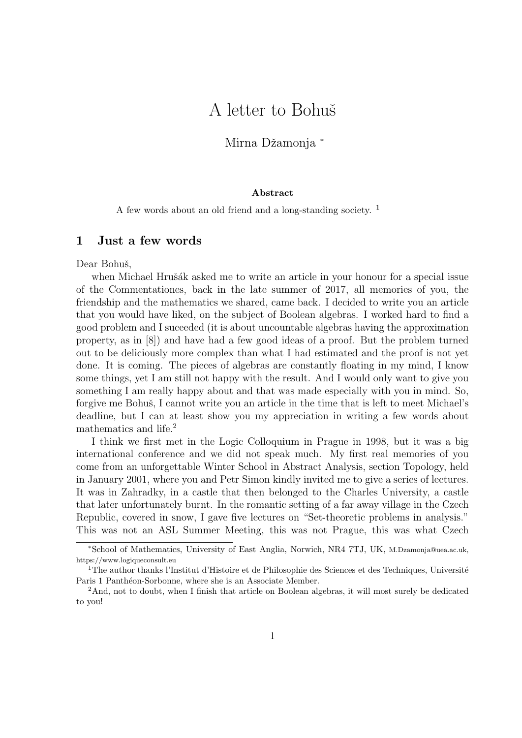# A letter to Bohuš

Mirna Džamonja [*]

**Abstract**

A few words about an old friend and a long-standing society. [1]

## 1 Just a few words

Dear Bohuš,

when Michael Hrušák asked me to write an article in your honour for a special issue of the Commentationes, back in the late summer of 2017, all memories of you, the friendship and the mathematics we shared, came back. I decided to write you an article that you would have liked, on the subject of Boolean algebras. I worked hard to find a good problem and I suceeded (it is about uncountable algebras having the approximation property, as in [8]) and have had a few good ideas of a proof. But the problem turned out to be deliciously more complex than what I had estimated and the proof is not yet done. It is coming. The pieces of algebras are constantly floating in my mind, I know some things, yet I am still not happy with the result. And I would only want to give you something I am really happy about and that was made especially with you in mind. So, forgive me Bohuš, I cannot write you an article in the time that is left to meet Michael's deadline, but I can at least show you my appreciation in writing a few words about mathematics and life.[2]

I think we first met in the Logic Colloquium in Prague in 1998, but it was a big international conference and we did not speak much. My first real memories of you come from an unforgettable Winter School in Abstract Analysis, section Topology, held in January 2001, where you and Petr Simon kindly invited me to give a series of lectures. It was in Zahradky, in a castle that then belonged to the Charles University, a castle that later unfortunately burnt. In the romantic setting of a far away village in the Czech Republic, covered in snow, I gave five lectures on "Set-theoretic problems in analysis." This was not an ASL Summer Meeting, this was not Prague, this was what Czech

---

[*] School of Mathematics, University of East Anglia, Norwich, NR4 7TJ, UK, M.Dzamonja@uea.ac.uk, https://www.logiqueconsult.eu

[1] The author thanks l'Institut d'Histoire et de Philosophie des Sciences et des Techniques, Université Paris 1 Panthéon-Sorbonne, where she is an Associate Member.

[2] And, not to doubt, when I finish that article on Boolean algebras, it will most surely be dedicated to you!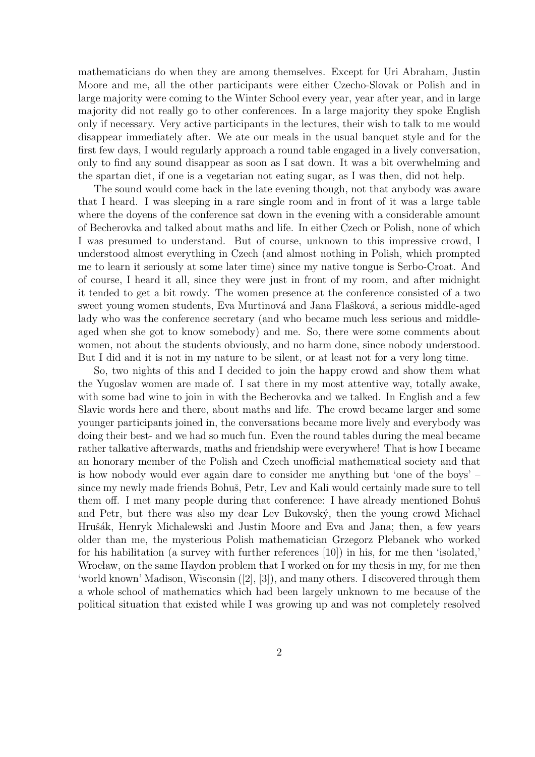mathematicians do when they are among themselves. Except for Uri Abraham, Justin Moore and me, all the other participants were either Czecho-Slovak or Polish and in large majority were coming to the Winter School every year, year after year, and in large majority did not really go to other conferences. In a large majority they spoke English only if necessary. Very active participants in the lectures, their wish to talk to me would disappear immediately after. We ate our meals in the usual banquet style and for the first few days, I would regularly approach a round table engaged in a lively conversation, only to find any sound disappear as soon as I sat down. It was a bit overwhelming and the spartan diet, if one is a vegetarian not eating sugar, as I was then, did not help.

The sound would come back in the late evening though, not that anybody was aware that I heard. I was sleeping in a rare single room and in front of it was a large table where the doyens of the conference sat down in the evening with a considerable amount of Becherovka and talked about maths and life. In either Czech or Polish, none of which I was presumed to understand. But of course, unknown to this impressive crowd, I understood almost everything in Czech (and almost nothing in Polish, which prompted me to learn it seriously at some later time) since my native tongue is Serbo-Croat. And of course, I heard it all, since they were just in front of my room, and after midnight it tended to get a bit rowdy. The women presence at the conference consisted of a two sweet young women students, Eva Murtinová and Jana Flašková, a serious middle-aged lady who was the conference secretary (and who became much less serious and middle-aged when she got to know somebody) and me. So, there were some comments about women, not about the students obviously, and no harm done, since nobody understood. But I did and it is not in my nature to be silent, or at least not for a very long time.

So, two nights of this and I decided to join the happy crowd and show them what the Yugoslav women are made of. I sat there in my most attentive way, totally awake, with some bad wine to join in with the Becherovka and we talked. In English and a few Slavic words here and there, about maths and life. The crowd became larger and some younger participants joined in, the conversations became more lively and everybody was doing their best- and we had so much fun. Even the round tables during the meal became rather talkative afterwards, maths and friendship were everywhere! That is how I became an honorary member of the Polish and Czech unofficial mathematical society and that is how nobody would ever again dare to consider me anything but 'one of the boys' – since my newly made friends Bohuš, Petr, Lev and Kali would certainly made sure to tell them off. I met many people during that conference: I have already mentioned Bohuš and Petr, but there was also my dear Lev Bukovský, then the young crowd Michael Hrušák, Henryk Michalewski and Justin Moore and Eva and Jana; then, a few years older than me, the mysterious Polish mathematician Grzegorz Plebanek who worked for his habilitation (a survey with further references [10]) in his, for me then 'isolated,' Wrocław, on the same Haydon problem that I worked on for my thesis in my, for me then 'world known' Madison, Wisconsin ([2], [3]), and many others. I discovered through them a whole school of mathematics which had been largely unknown to me because of the political situation that existed while I was growing up and was not completely resolved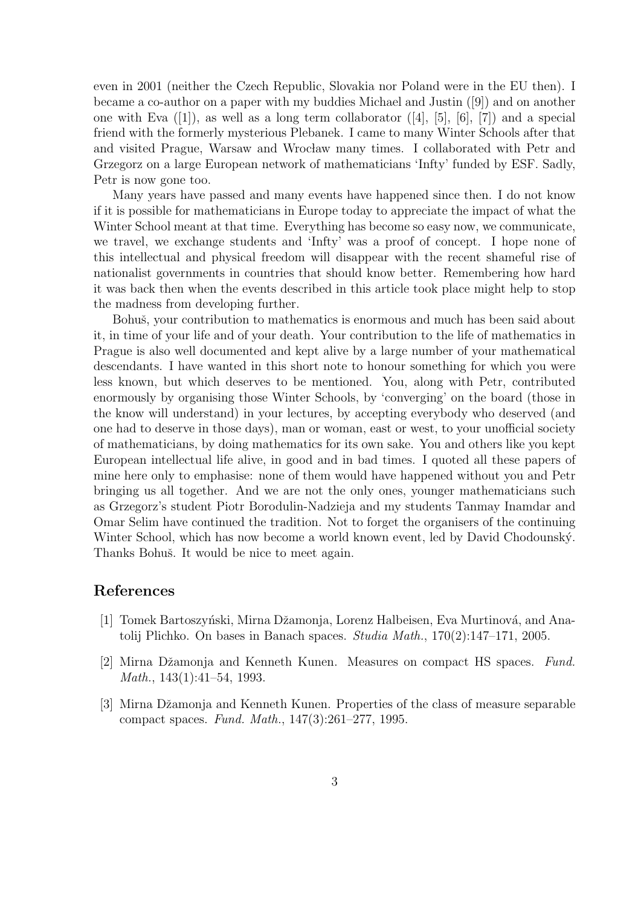even in 2001 (neither the Czech Republic, Slovakia nor Poland were in the EU then). I became a co-author on a paper with my buddies Michael and Justin ([9]) and on another one with Eva ([1]), as well as a long term collaborator ([4], [5], [6], [7]) and a special friend with the formerly mysterious Plebanek. I came to many Winter Schools after that and visited Prague, Warsaw and Wrocław many times. I collaborated with Petr and Grzegorz on a large European network of mathematicians 'Infty' funded by ESF. Sadly, Petr is now gone too.

Many years have passed and many events have happened since then. I do not know if it is possible for mathematicians in Europe today to appreciate the impact of what the Winter School meant at that time. Everything has become so easy now, we communicate, we travel, we exchange students and 'Infty' was a proof of concept. I hope none of this intellectual and physical freedom will disappear with the recent shameful rise of nationalist governments in countries that should know better. Remembering how hard it was back then when the events described in this article took place might help to stop the madness from developing further.

Bohuš, your contribution to mathematics is enormous and much has been said about it, in time of your life and of your death. Your contribution to the life of mathematics in Prague is also well documented and kept alive by a large number of your mathematical descendants. I have wanted in this short note to honour something for which you were less known, but which deserves to be mentioned. You, along with Petr, contributed enormously by organising those Winter Schools, by 'converging' on the board (those in the know will understand) in your lectures, by accepting everybody who deserved (and one had to deserve in those days), man or woman, east or west, to your unofficial society of mathematicians, by doing mathematics for its own sake. You and others like you kept European intellectual life alive, in good and in bad times. I quoted all these papers of mine here only to emphasise: none of them would have happened without you and Petr bringing us all together. And we are not the only ones, younger mathematicians such as Grzegorz's student Piotr Borodulin-Nadzieja and my students Tanmay Inamdar and Omar Selim have continued the tradition. Not to forget the organisers of the continuing Winter School, which has now become a world known event, led by David Chodounský. Thanks Bohuš. It would be nice to meet again.

## References

[1] Tomek Bartoszyński, Mirna Džamonja, Lorenz Halbeisen, Eva Murtinová, and Anatolij Plichko. On bases in Banach spaces. *Studia Math.*, 170(2):147–171, 2005.

[2] Mirna Džamonja and Kenneth Kunen. Measures on compact HS spaces. *Fund. Math.*, 143(1):41–54, 1993.

[3] Mirna Džamonja and Kenneth Kunen. Properties of the class of measure separable compact spaces. *Fund. Math.*, 147(3):261–277, 1995.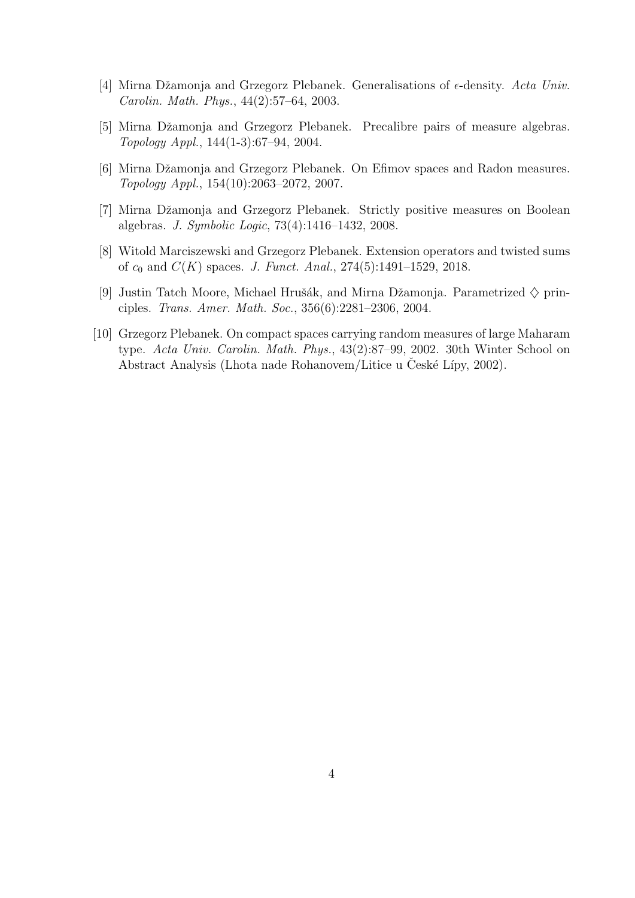[4] Mirna Džamonja and Grzegorz Plebanek. Generalisations of $\epsilon$-density. *Acta Univ. Carolin. Math. Phys.*, 44(2):57–64, 2003.

[5] Mirna Džamonja and Grzegorz Plebanek. Precalibre pairs of measure algebras. *Topology Appl.*, 144(1-3):67–94, 2004.

[6] Mirna Džamonja and Grzegorz Plebanek. On Efimov spaces and Radon measures. *Topology Appl.*, 154(10):2063–2072, 2007.

[7] Mirna Džamonja and Grzegorz Plebanek. Strictly positive measures on Boolean algebras. *J. Symbolic Logic*, 73(4):1416–1432, 2008.

[8] Witold Marciszewski and Grzegorz Plebanek. Extension operators and twisted sums of $c_0$ and $C(K)$ spaces. *J. Funct. Anal.*, 274(5):1491–1529, 2018.

[9] Justin Tatch Moore, Michael Hrušák, and Mirna Džamonja. Parametrized $\diamondsuit$ principles. *Trans. Amer. Math. Soc.*, 356(6):2281–2306, 2004.

[10] Grzegorz Plebanek. On compact spaces carrying random measures of large Maharam type. *Acta Univ. Carolin. Math. Phys.*, 43(2):87–99, 2002. 30th Winter School on Abstract Analysis (Lhota nade Rohanovem/Litice u České Lípy, 2002).